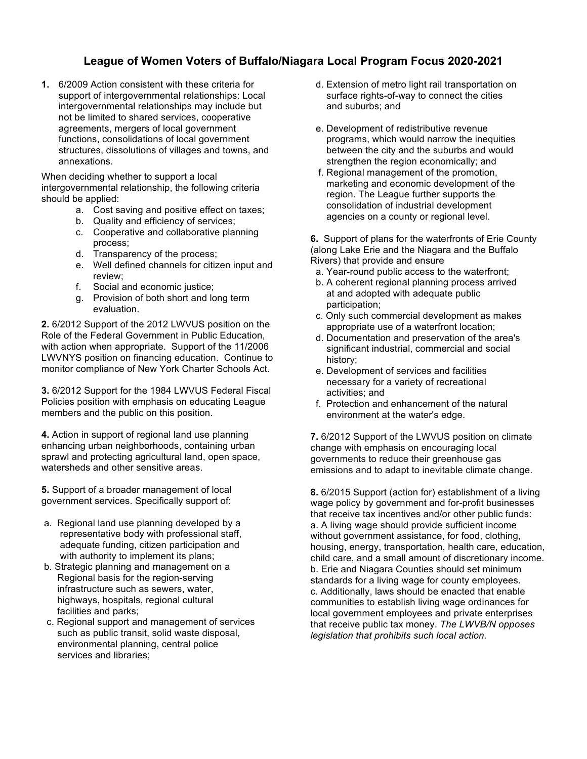# League of Women Voters of Buffalo/Niagara Local Program Focus 2020-2021

**1.** 6/2009 Action consistent with these criteria for support of intergovernmental relationships: Local intergovernmental relationships may include but not be limited to shared services, cooperative agreements, mergers of local government functions, consolidations of local government structures, dissolutions of villages and towns, and annexations.

When deciding whether to support a local intergovernmental relationship, the following criteria should be applied:

a. Cost saving and positive effect on taxes;
b. Quality and efficiency of services;
c. Cooperative and collaborative planning process;
d. Transparency of the process;
e. Well defined channels for citizen input and review;
f. Social and economic justice;
g. Provision of both short and long term evaluation.

**2.** 6/2012 Support of the 2012 LWVUS position on the Role of the Federal Government in Public Education, with action when appropriate. Support of the 11/2006 LWVNYS position on financing education. Continue to monitor compliance of New York Charter Schools Act.

**3.** 6/2012 Support for the 1984 LWVUS Federal Fiscal Policies position with emphasis on educating League members and the public on this position.

**4.** Action in support of regional land use planning enhancing urban neighborhoods, containing urban sprawl and protecting agricultural land, open space, watersheds and other sensitive areas.

**5.** Support of a broader management of local government services. Specifically support of:

a. Regional land use planning developed by a representative body with professional staff, adequate funding, citizen participation and with authority to implement its plans;
b. Strategic planning and management on a Regional basis for the region-serving infrastructure such as sewers, water, highways, hospitals, regional cultural facilities and parks;
c. Regional support and management of services such as public transit, solid waste disposal, environmental planning, central police services and libraries;
d. Extension of metro light rail transportation on surface rights-of-way to connect the cities and suburbs; and
e. Development of redistributive revenue programs, which would narrow the inequities between the city and the suburbs and would strengthen the region economically; and
f. Regional management of the promotion, marketing and economic development of the region. The League further supports the consolidation of industrial development agencies on a county or regional level.

**6.** Support of plans for the waterfronts of Erie County (along Lake Erie and the Niagara and the Buffalo Rivers) that provide and ensure

a. Year-round public access to the waterfront;
b. A coherent regional planning process arrived at and adopted with adequate public participation;
c. Only such commercial development as makes appropriate use of a waterfront location;
d. Documentation and preservation of the area's significant industrial, commercial and social history;
e. Development of services and facilities necessary for a variety of recreational activities; and
f. Protection and enhancement of the natural environment at the water's edge.

**7.** 6/2012 Support of the LWVUS position on climate change with emphasis on encouraging local governments to reduce their greenhouse gas emissions and to adapt to inevitable climate change.

**8.** 6/2015 Support (action for) establishment of a living wage policy by government and for-profit businesses that receive tax incentives and/or other public funds:

a. A living wage should provide sufficient income without government assistance, for food, clothing, housing, energy, transportation, health care, education, child care, and a small amount of discretionary income.
b. Erie and Niagara Counties should set minimum standards for a living wage for county employees.
c. Additionally, laws should be enacted that enable communities to establish living wage ordinances for local government employees and private enterprises that receive public tax money. *The LWVB/N opposes legislation that prohibits such local action.*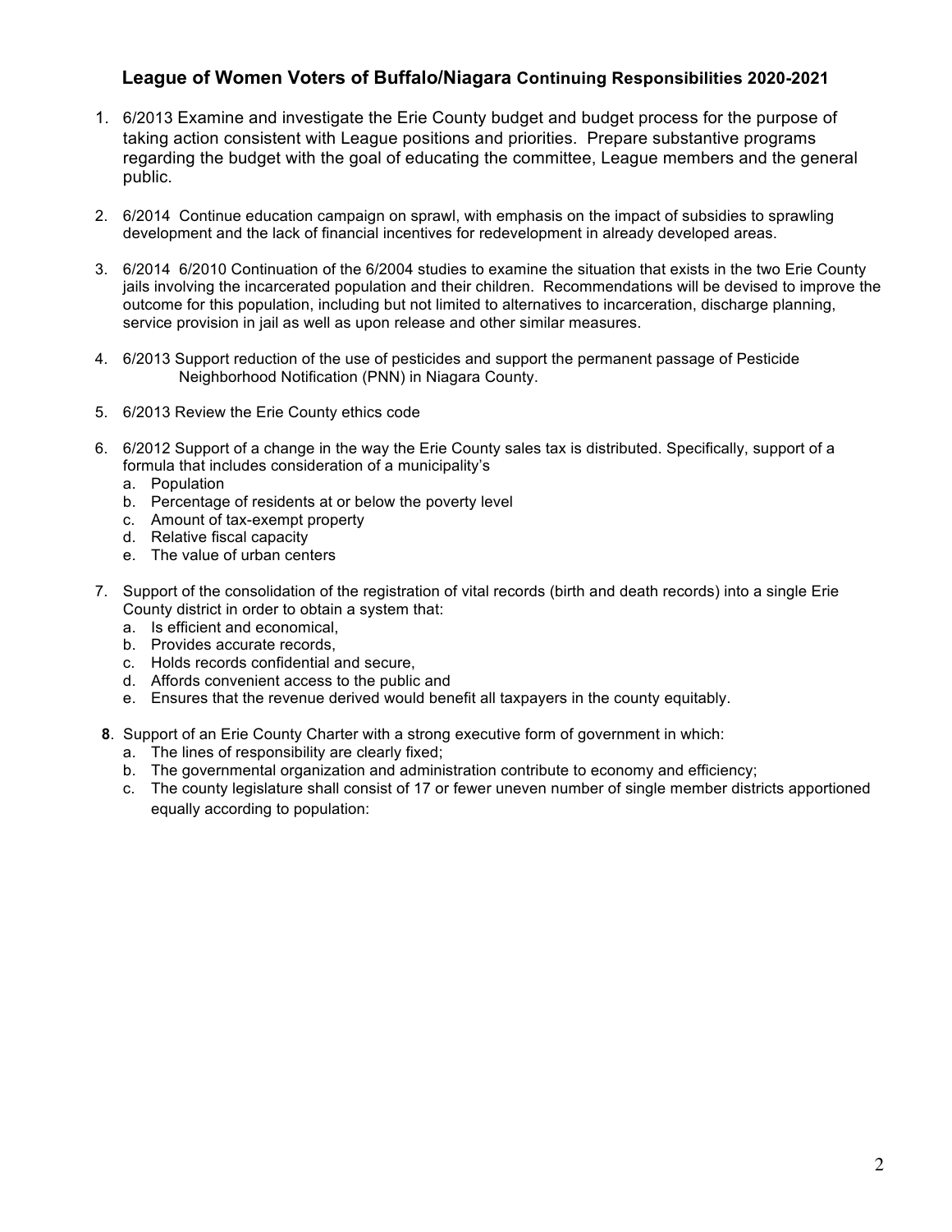## League of Women Voters of Buffalo/Niagara Continuing Responsibilities 2020-2021

1. 6/2013 Examine and investigate the Erie County budget and budget process for the purpose of taking action consistent with League positions and priorities. Prepare substantive programs regarding the budget with the goal of educating the committee, League members and the general public.

2. 6/2014 Continue education campaign on sprawl, with emphasis on the impact of subsidies to sprawling development and the lack of financial incentives for redevelopment in already developed areas.

3. 6/2014 6/2010 Continuation of the 6/2004 studies to examine the situation that exists in the two Erie County jails involving the incarcerated population and their children. Recommendations will be devised to improve the outcome for this population, including but not limited to alternatives to incarceration, discharge planning, service provision in jail as well as upon release and other similar measures.

4. 6/2013 Support reduction of the use of pesticides and support the permanent passage of Pesticide Neighborhood Notification (PNN) in Niagara County.

5. 6/2013 Review the Erie County ethics code

6. 6/2012 Support of a change in the way the Erie County sales tax is distributed. Specifically, support of a formula that includes consideration of a municipality's
   a. Population
   b. Percentage of residents at or below the poverty level
   c. Amount of tax-exempt property
   d. Relative fiscal capacity
   e. The value of urban centers

7. Support of the consolidation of the registration of vital records (birth and death records) into a single Erie County district in order to obtain a system that:
   a. Is efficient and economical,
   b. Provides accurate records,
   c. Holds records confidential and secure,
   d. Affords convenient access to the public and
   e. Ensures that the revenue derived would benefit all taxpayers in the county equitably.

8. Support of an Erie County Charter with a strong executive form of government in which:
   a. The lines of responsibility are clearly fixed;
   b. The governmental organization and administration contribute to economy and efficiency;
   c. The county legislature shall consist of 17 or fewer uneven number of single member districts apportioned equally according to population: